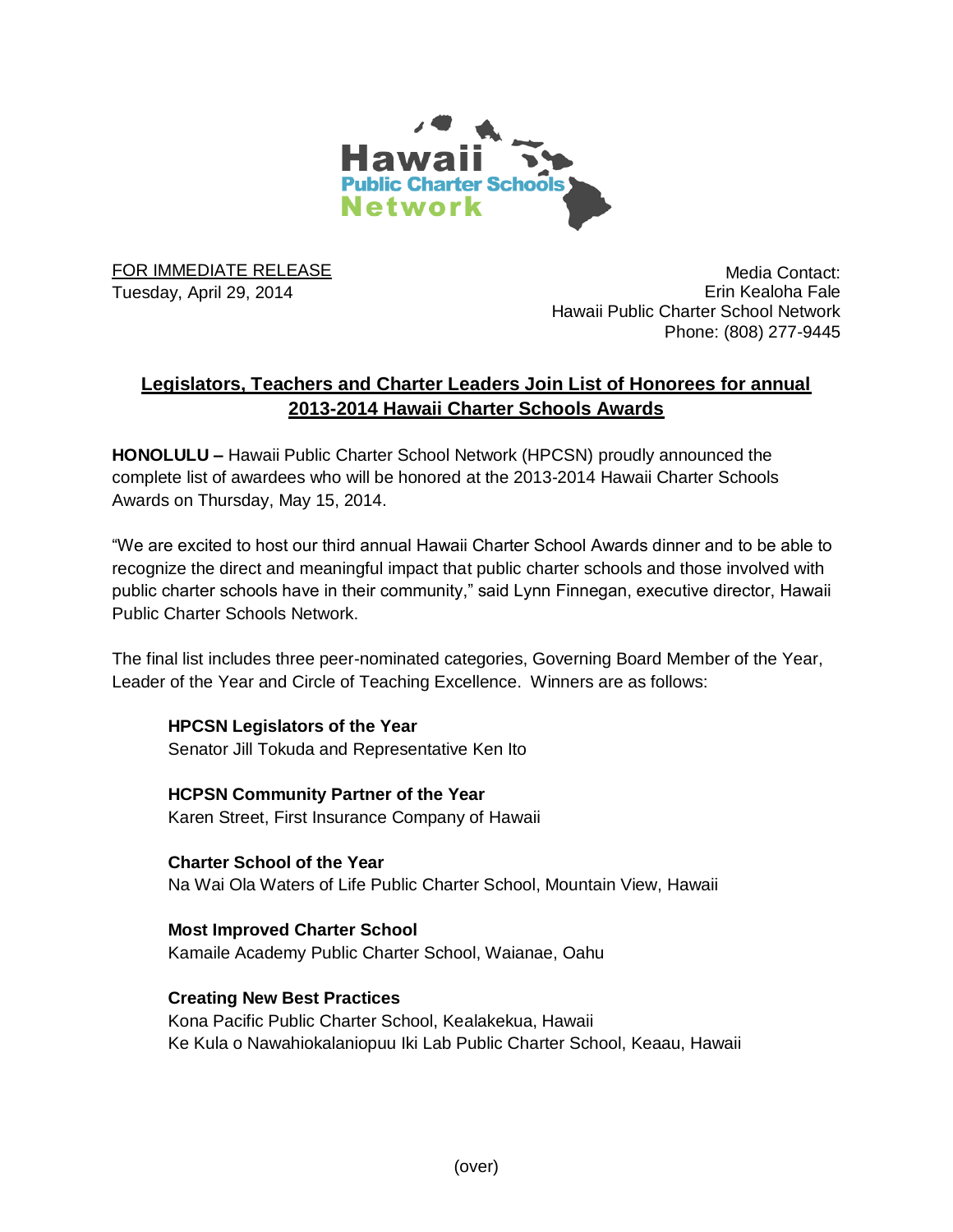Hawaii Public Charter Schools Network

FOR IMMEDIATE RELEASE
Tuesday, April 29, 2014

Media Contact:
Erin Kealoha Fale
Hawaii Public Charter School Network
Phone: (808) 277-9445

## Legislators, Teachers and Charter Leaders Join List of Honorees for annual 2013-2014 Hawaii Charter Schools Awards

**HONOLULU –** Hawaii Public Charter School Network (HPCSN) proudly announced the complete list of awardees who will be honored at the 2013-2014 Hawaii Charter Schools Awards on Thursday, May 15, 2014.

"We are excited to host our third annual Hawaii Charter School Awards dinner and to be able to recognize the direct and meaningful impact that public charter schools and those involved with public charter schools have in their community," said Lynn Finnegan, executive director, Hawaii Public Charter Schools Network.

The final list includes three peer-nominated categories, Governing Board Member of the Year, Leader of the Year and Circle of Teaching Excellence. Winners are as follows:

**HPCSN Legislators of the Year**
Senator Jill Tokuda and Representative Ken Ito

**HCPSN Community Partner of the Year**
Karen Street, First Insurance Company of Hawaii

**Charter School of the Year**
Na Wai Ola Waters of Life Public Charter School, Mountain View, Hawaii

**Most Improved Charter School**
Kamaile Academy Public Charter School, Waianae, Oahu

**Creating New Best Practices**
Kona Pacific Public Charter School, Kealakekua, Hawaii
Ke Kula o Nawahiokalaniopuu Iki Lab Public Charter School, Keaau, Hawaii

(over)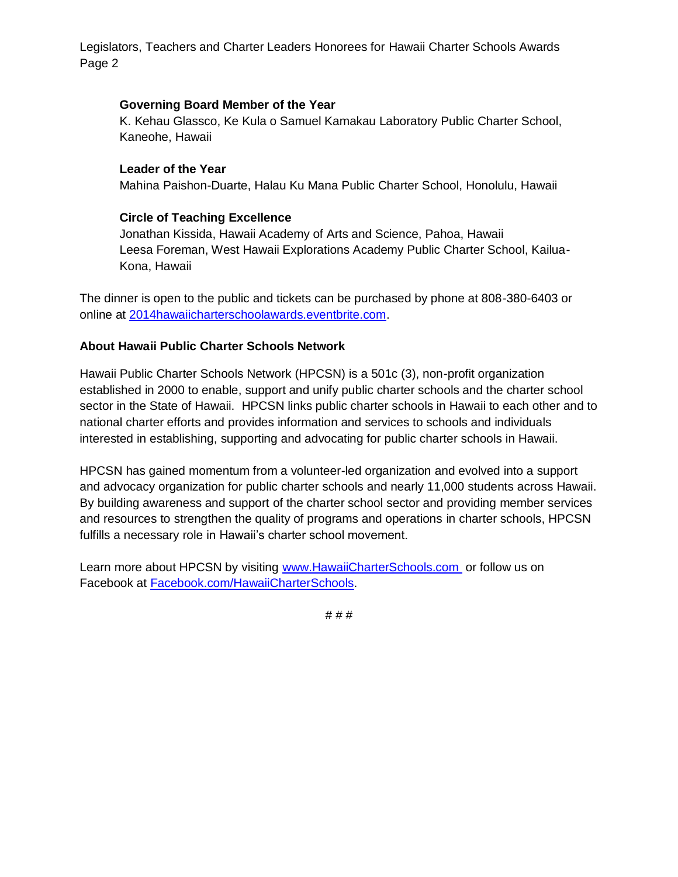**Governing Board Member of the Year**
K. Kehau Glassco, Ke Kula o Samuel Kamakau Laboratory Public Charter School, Kaneohe, Hawaii

**Leader of the Year**
Mahina Paishon-Duarte, Halau Ku Mana Public Charter School, Honolulu, Hawaii

**Circle of Teaching Excellence**
Jonathan Kissida, Hawaii Academy of Arts and Science, Pahoa, Hawaii
Leesa Foreman, West Hawaii Explorations Academy Public Charter School, Kailua-Kona, Hawaii

The dinner is open to the public and tickets can be purchased by phone at 808-380-6403 or online at 2014hawaiicharterschoolawards.eventbrite.com.

**About Hawaii Public Charter Schools Network**

Hawaii Public Charter Schools Network (HPCSN) is a 501c (3), non-profit organization established in 2000 to enable, support and unify public charter schools and the charter school sector in the State of Hawaii. HPCSN links public charter schools in Hawaii to each other and to national charter efforts and provides information and services to schools and individuals interested in establishing, supporting and advocating for public charter schools in Hawaii.

HPCSN has gained momentum from a volunteer-led organization and evolved into a support and advocacy organization for public charter schools and nearly 11,000 students across Hawaii. By building awareness and support of the charter school sector and providing member services and resources to strengthen the quality of programs and operations in charter schools, HPCSN fulfills a necessary role in Hawaii's charter school movement.

Learn more about HPCSN by visiting www.HawaiiCharterSchools.com or follow us on Facebook at Facebook.com/HawaiiCharterSchools.

# # #